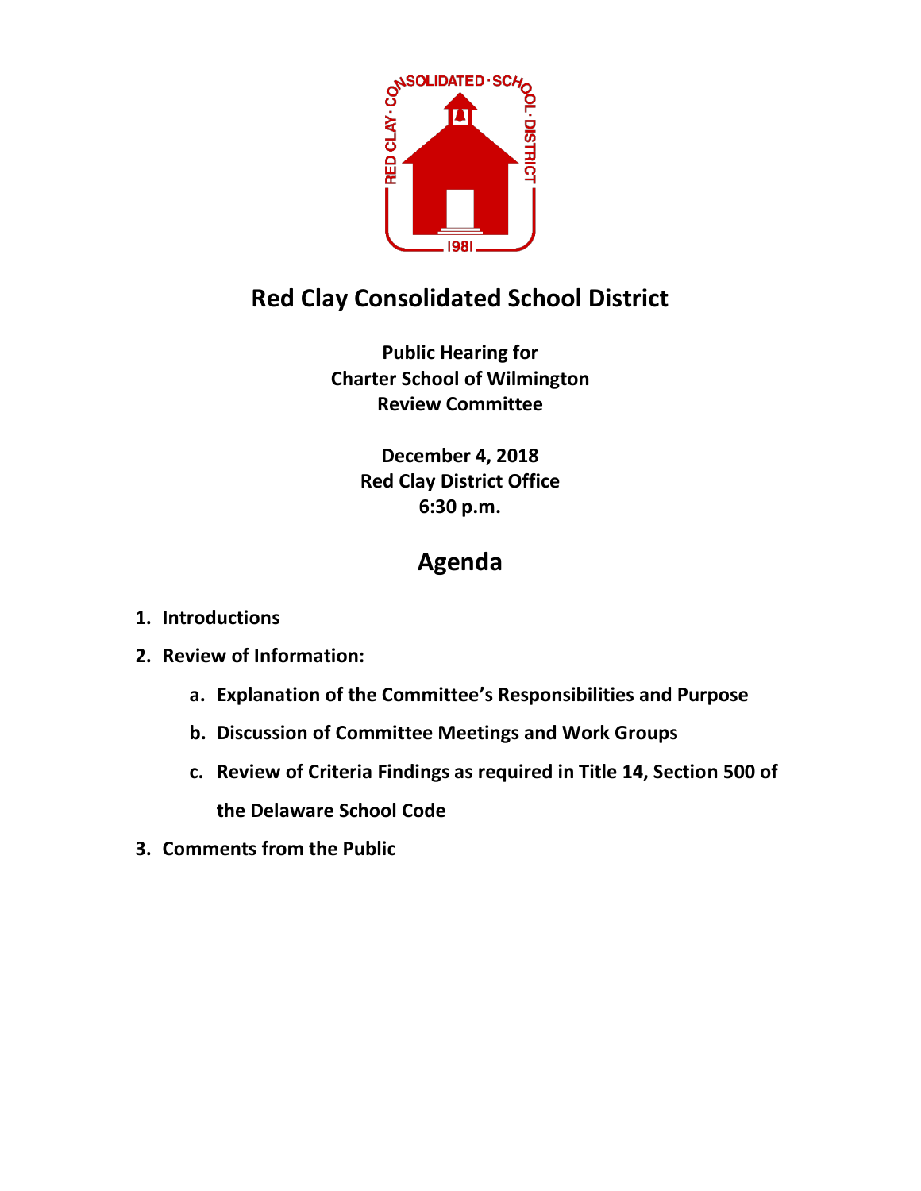# Red Clay Consolidated School District

**Public Hearing for**
**Charter School of Wilmington**
**Review Committee**

**December 4, 2018**
**Red Clay District Office**
**6:30 p.m.**

## Agenda

1. **Introductions**
2. **Review of Information:**
    a. **Explanation of the Committee's Responsibilities and Purpose**
    b. **Discussion of Committee Meetings and Work Groups**
    c. **Review of Criteria Findings as required in Title 14, Section 500 of the Delaware School Code**
3. **Comments from the Public**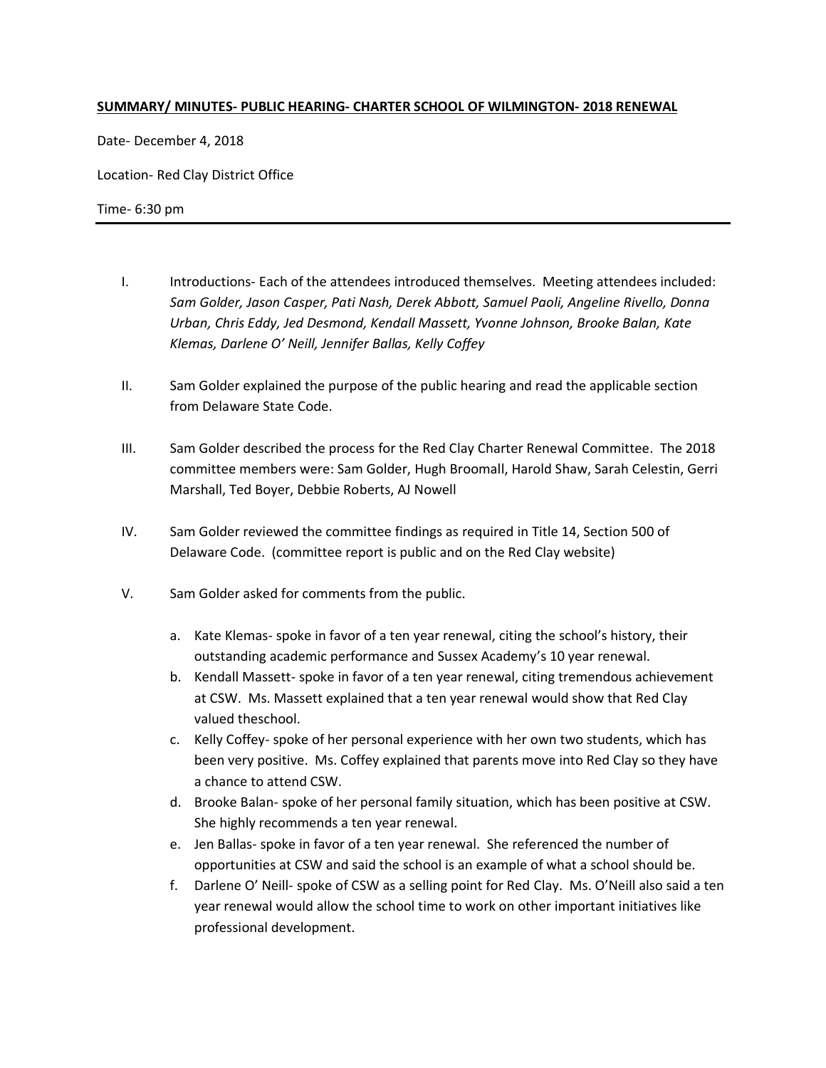**SUMMARY/ MINUTES- PUBLIC HEARING- CHARTER SCHOOL OF WILMINGTON- 2018 RENEWAL**

Date- December 4, 2018

Location- Red Clay District Office

Time- 6:30 pm

---

I. Introductions- Each of the attendees introduced themselves. Meeting attendees included: *Sam Golder, Jason Casper, Pati Nash, Derek Abbott, Samuel Paoli, Angeline Rivello, Donna Urban, Chris Eddy, Jed Desmond, Kendall Massett, Yvonne Johnson, Brooke Balan, Kate Klemas, Darlene O' Neill, Jennifer Ballas, Kelly Coffey*

II. Sam Golder explained the purpose of the public hearing and read the applicable section from Delaware State Code.

III. Sam Golder described the process for the Red Clay Charter Renewal Committee. The 2018 committee members were: Sam Golder, Hugh Broomall, Harold Shaw, Sarah Celestin, Gerri Marshall, Ted Boyer, Debbie Roberts, AJ Nowell

IV. Sam Golder reviewed the committee findings as required in Title 14, Section 500 of Delaware Code. (committee report is public and on the Red Clay website)

V. Sam Golder asked for comments from the public.

   a. Kate Klemas- spoke in favor of a ten year renewal, citing the school's history, their outstanding academic performance and Sussex Academy's 10 year renewal.
   b. Kendall Massett- spoke in favor of a ten year renewal, citing tremendous achievement at CSW. Ms. Massett explained that a ten year renewal would show that Red Clay valued theschool.
   c. Kelly Coffey- spoke of her personal experience with her own two students, which has been very positive. Ms. Coffey explained that parents move into Red Clay so they have a chance to attend CSW.
   d. Brooke Balan- spoke of her personal family situation, which has been positive at CSW. She highly recommends a ten year renewal.
   e. Jen Ballas- spoke in favor of a ten year renewal. She referenced the number of opportunities at CSW and said the school is an example of what a school should be.
   f. Darlene O' Neill- spoke of CSW as a selling point for Red Clay. Ms. O'Neill also said a ten year renewal would allow the school time to work on other important initiatives like professional development.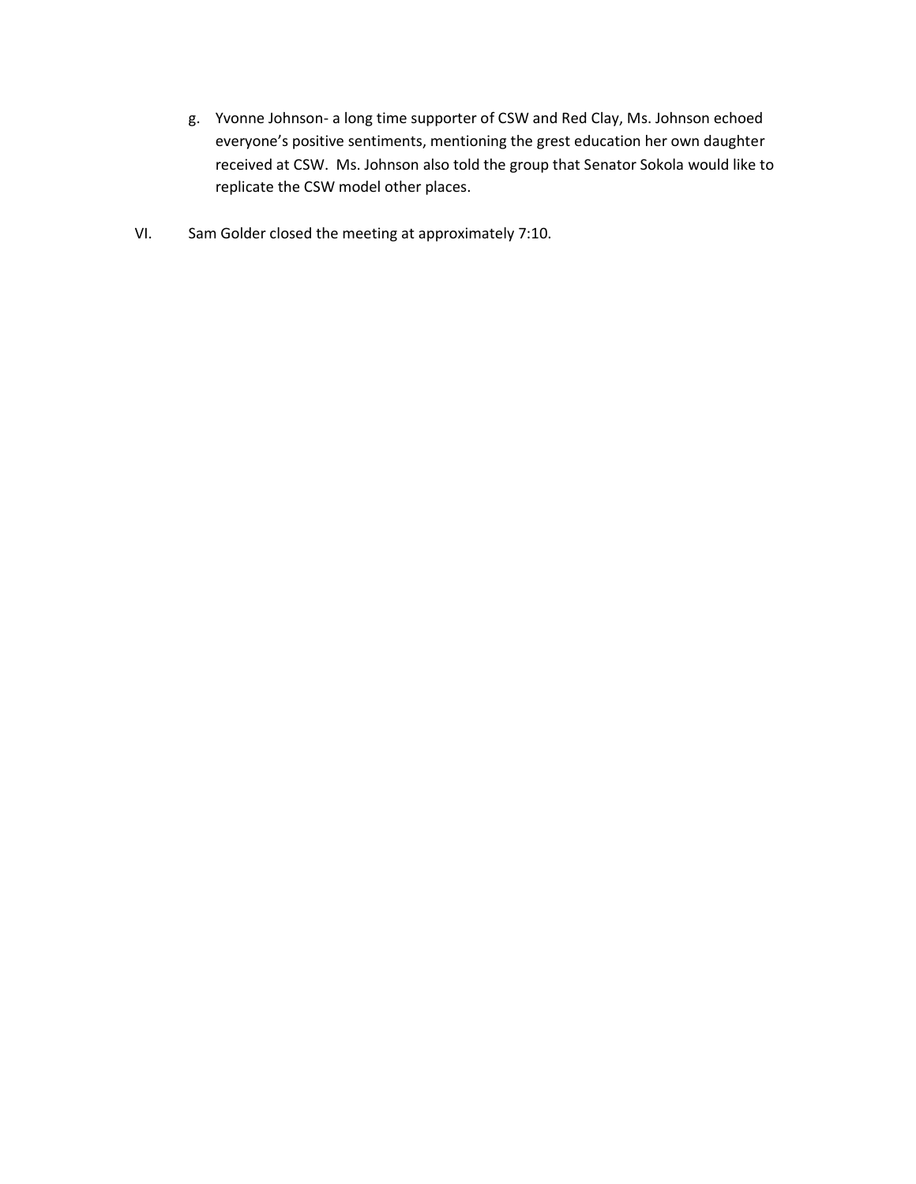g. Yvonne Johnson- a long time supporter of CSW and Red Clay, Ms. Johnson echoed everyone's positive sentiments, mentioning the grest education her own daughter received at CSW. Ms. Johnson also told the group that Senator Sokola would like to replicate the CSW model other places.

VI. Sam Golder closed the meeting at approximately 7:10.